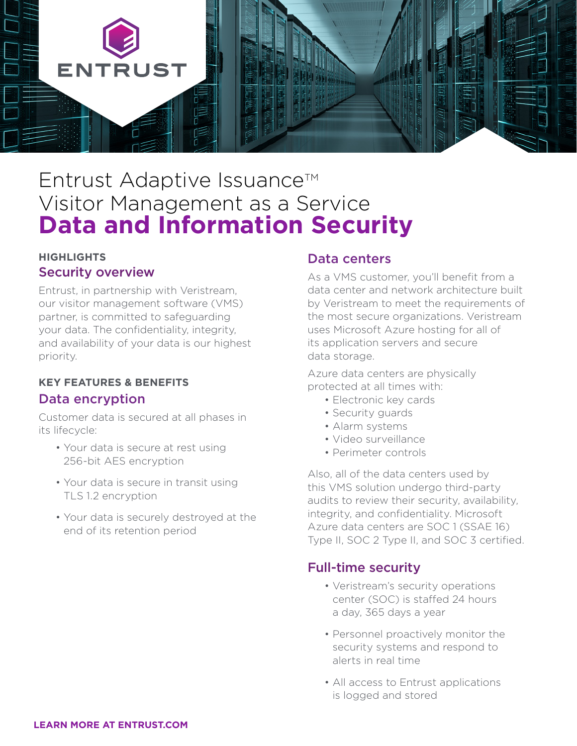ENTRUST

# Entrust Adaptive Issuance™ Visitor Management as a Service **Data and Information Security**

**HIGHLIGHTS**

## Security overview

Entrust, in partnership with Veristream, our visitor management software (VMS) partner, is committed to safeguarding your data. The confidentiality, integrity, and availability of your data is our highest priority.

**KEY FEATURES & BENEFITS**

## Data encryption

Customer data is secured at all phases in its lifecycle:

- Your data is secure at rest using 256-bit AES encryption
- Your data is secure in transit using TLS 1.2 encryption
- Your data is securely destroyed at the end of its retention period

## Data centers

As a VMS customer, you'll benefit from a data center and network architecture built by Veristream to meet the requirements of the most secure organizations. Veristream uses Microsoft Azure hosting for all of its application servers and secure data storage.

Azure data centers are physically protected at all times with:

- Electronic key cards
- Security guards
- Alarm systems
- Video surveillance
- Perimeter controls

Also, all of the data centers used by this VMS solution undergo third-party audits to review their security, availability, integrity, and confidentiality. Microsoft Azure data centers are SOC 1 (SSAE 16) Type II, SOC 2 Type II, and SOC 3 certified.

## Full-time security

- Veristream's security operations center (SOC) is staffed 24 hours a day, 365 days a year
- Personnel proactively monitor the security systems and respond to alerts in real time
- All access to Entrust applications is logged and stored

**LEARN MORE AT ENTRUST.COM**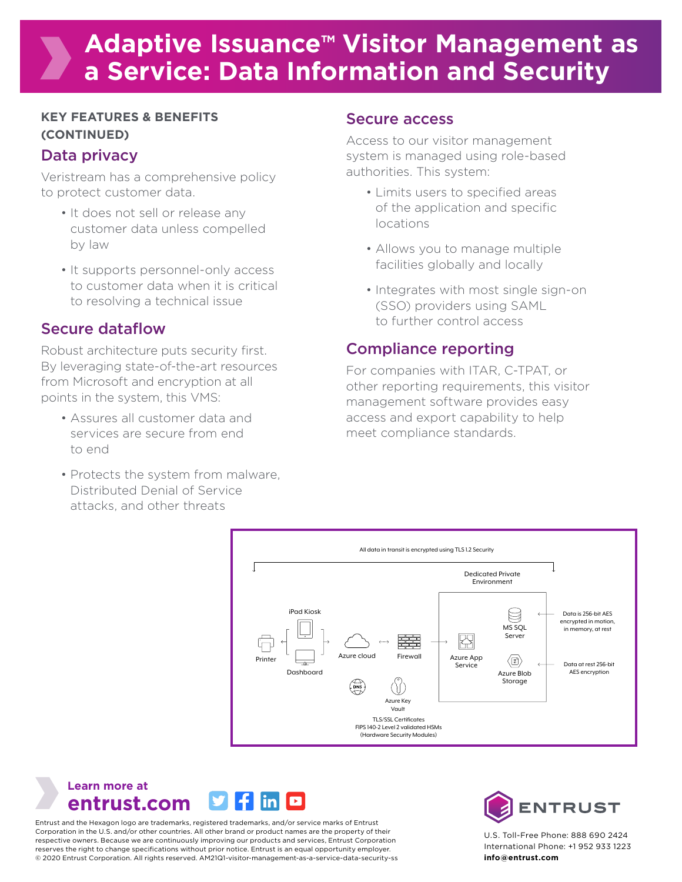# Adaptive Issuance™ Visitor Management as a Service: Data Information and Security

**KEY FEATURES & BENEFITS (CONTINUED)**

## Data privacy

Veristream has a comprehensive policy to protect customer data.

- It does not sell or release any customer data unless compelled by law
- It supports personnel-only access to customer data when it is critical to resolving a technical issue

## Secure dataflow

Robust architecture puts security first. By leveraging state-of-the-art resources from Microsoft and encryption at all points in the system, this VMS:

- Assures all customer data and services are secure from end to end
- Protects the system from malware, Distributed Denial of Service attacks, and other threats

## Secure access

Access to our visitor management system is managed using role-based authorities. This system:

- Limits users to specified areas of the application and specific locations
- Allows you to manage multiple facilities globally and locally
- Integrates with most single sign-on (SSO) providers using SAML to further control access

## Compliance reporting

For companies with ITAR, C-TPAT, or other reporting requirements, this visitor management software provides easy access and export capability to help meet compliance standards.

All data in transit is encrypted using TLS 1.2 Security

Dedicated Private Environment

iPad Kiosk

Printer

Dashboard

Azure cloud

Firewall

Azure App Service

MS SQL Server

Data is 256-bit AES encrypted in motion, in memory, at rest

Azure Blob Storage

Data at rest 256-bit AES encryption

DNS

Azure Key Vault

TLS/SSL Certificates
FIPS 140-2 Level 2 validated HSMs
(Hardware Security Modules)

**Learn more at entrust.com**

Entrust and the Hexagon logo are trademarks, registered trademarks, and/or service marks of Entrust Corporation in the U.S. and/or other countries. All other brand or product names are the property of their respective owners. Because we are continuously improving our products and services, Entrust Corporation reserves the right to change specifications without prior notice. Entrust is an equal opportunity employer. © 2020 Entrust Corporation. All rights reserved. AM21Q1-visitor-management-as-a-service-data-security-ss

ENTRUST

U.S. Toll-Free Phone: 888 690 2424
International Phone: +1 952 933 1223
**info@entrust.com**